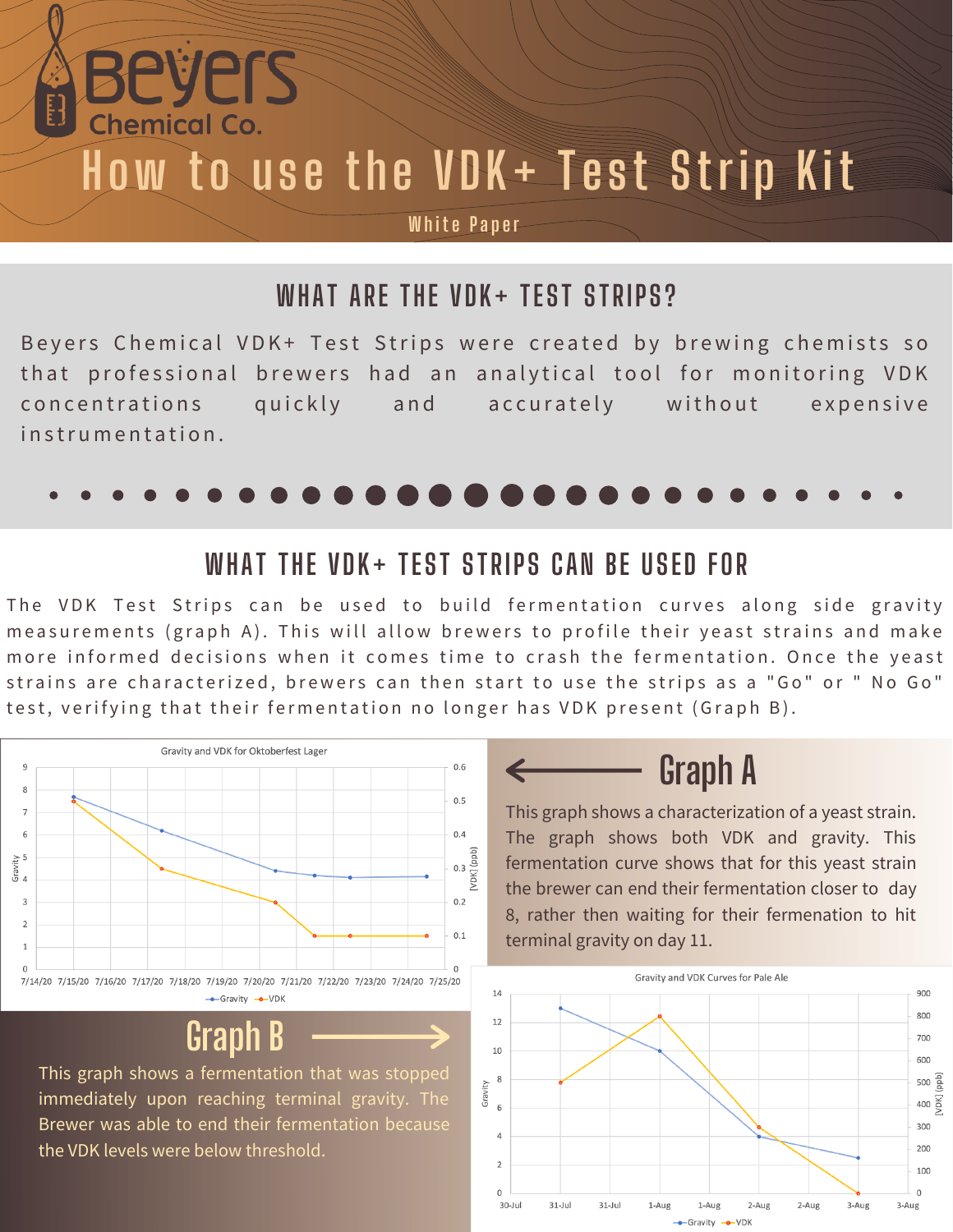Beyers Chemical Co.

# How to use the VDK+ Test Strip Kit

White Paper

## WHAT ARE THE VDK+ TEST STRIPS?

Beyers Chemical VDK+ Test Strips were created by brewing chemists so that professional brewers had an analytical tool for monitoring VDK concentrations quickly and accurately without expensive instrumentation.

## WHAT THE VDK+ TEST STRIPS CAN BE USED FOR

The VDK Test Strips can be used to build fermentation curves along side gravity measurements (graph A). This will allow brewers to profile their yeast strains and make more informed decisions when it comes time to crash the fermentation. Once the yeast strains are characterized, brewers can then start to use the strips as a "Go" or " No Go" test, verifying that their fermentation no longer has VDK present (Graph B).

**Gravity and VDK for Oktoberfest Lager**

Y-axis (left): Gravity, 0–9. Y-axis (right): [VDK] (ppb), 0–0.6. X-axis: 7/14/20 to 7/25/20. Legend: Gravity, VDK.

## Graph A

This graph shows a characterization of a yeast strain. The graph shows both VDK and gravity. This fermentation curve shows that for this yeast strain the brewer can end their fermentation closer to day 8, rather then waiting for their fermenation to hit terminal gravity on day 11.

## Graph B

This graph shows a fermentation that was stopped immediately upon reaching terminal gravity. The Brewer was able to end their fermentation because the VDK levels were below threshold.

**Gravity and VDK Curves for Pale Ale**

Y-axis (left): Gravity, 0–14. Y-axis (right): [VDK] (ppb), 0–900. X-axis: 30-Jul to 3-Aug. Legend: Gravity, VDK.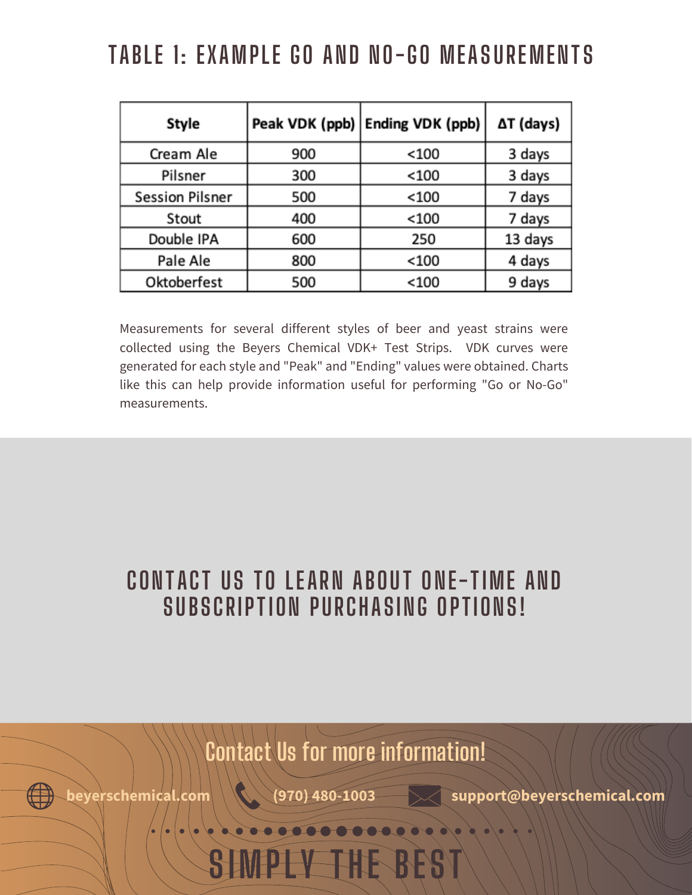## TABLE 1: EXAMPLE GO AND NO-GO MEASUREMENTS

| Style | Peak VDK (ppb) | Ending VDK (ppb) | ΔT (days) |
|---|---|---|---|
| Cream Ale | 900 | <100 | 3 days |
| Pilsner | 300 | <100 | 3 days |
| Session Pilsner | 500 | <100 | 7 days |
| Stout | 400 | <100 | 7 days |
| Double IPA | 600 | 250 | 13 days |
| Pale Ale | 800 | <100 | 4 days |
| Oktoberfest | 500 | <100 | 9 days |

Measurements for several different styles of beer and yeast strains were collected using the Beyers Chemical VDK+ Test Strips. VDK curves were generated for each style and "Peak" and "Ending" values were obtained. Charts like this can help provide information useful for performing "Go or No-Go" measurements.

## CONTACT US TO LEARN ABOUT ONE-TIME AND SUBSCRIPTION PURCHASING OPTIONS!

### Contact Us for more information!

beyerschemical.com (970) 480-1003 support@beyerschemical.com

SIMPLY THE BEST